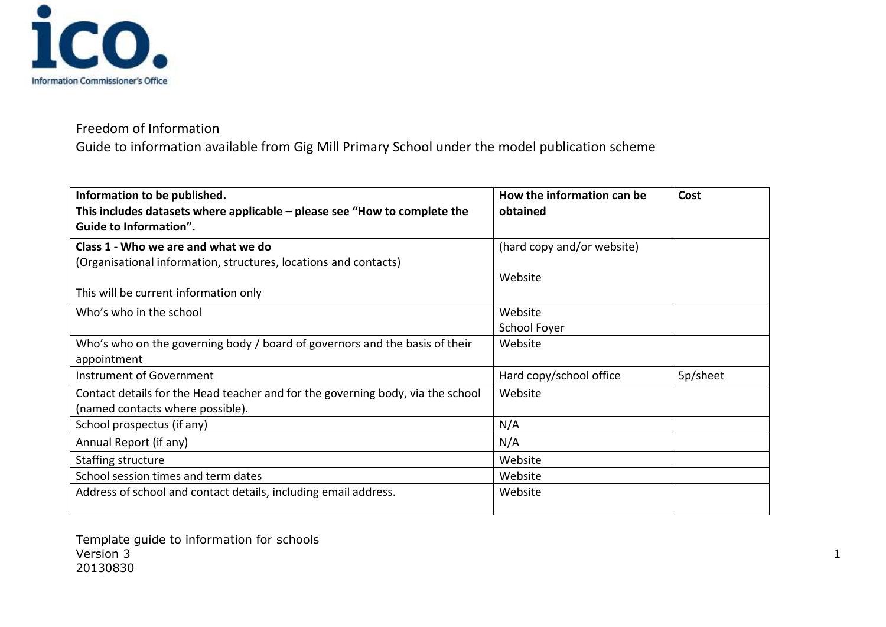ico.
Information Commissioner's Office

Freedom of Information

Guide to information available from Gig Mill Primary School under the model publication scheme

| **Information to be published.**<br>**This includes datasets where applicable – please see "How to complete the Guide to Information".** | **How the information can be obtained** | **Cost** |
|---|---|---|
| **Class 1 - Who we are and what we do**<br>(Organisational information, structures, locations and contacts)<br><br>This will be current information only | (hard copy and/or website)<br><br>Website | |
| Who's who in the school | Website<br>School Foyer | |
| Who's who on the governing body / board of governors and the basis of their appointment | Website | |
| Instrument of Government | Hard copy/school office | 5p/sheet |
| Contact details for the Head teacher and for the governing body, via the school (named contacts where possible). | Website | |
| School prospectus (if any) | N/A | |
| Annual Report (if any) | N/A | |
| Staffing structure | Website | |
| School session times and term dates | Website | |
| Address of school and contact details, including email address. | Website | |

Template guide to information for schools
Version 3
20130830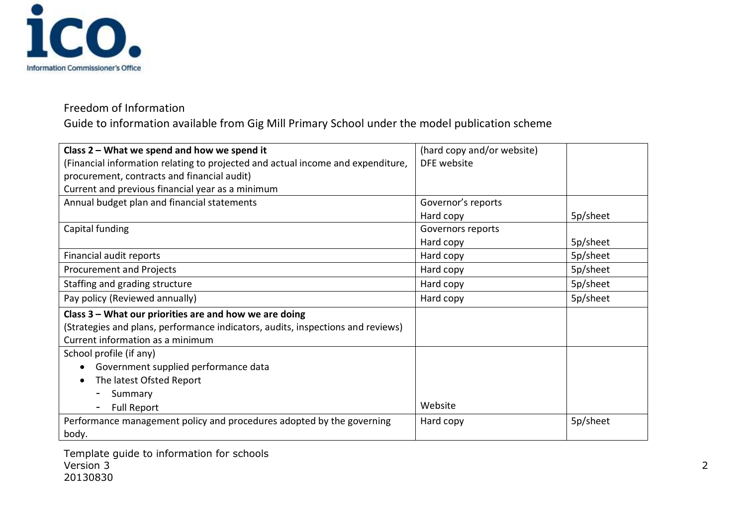Freedom of Information

Guide to information available from Gig Mill Primary School under the model publication scheme

| **Class 2 – What we spend and how we spend it**<br>(Financial information relating to projected and actual income and expenditure, procurement, contracts and financial audit)<br>Current and previous financial year as a minimum | (hard copy and/or website)<br>DFE website | |
|---|---|---|
| Annual budget plan and financial statements | Governor's reports<br>Hard copy | 5p/sheet |
| Capital funding | Governors reports<br>Hard copy | 5p/sheet |
| Financial audit reports | Hard copy | 5p/sheet |
| Procurement and Projects | Hard copy | 5p/sheet |
| Staffing and grading structure | Hard copy | 5p/sheet |
| Pay policy (Reviewed annually) | Hard copy | 5p/sheet |
| **Class 3 – What our priorities are and how we are doing**<br>(Strategies and plans, performance indicators, audits, inspections and reviews)<br>Current information as a minimum | | |
| School profile (if any)<br>• Government supplied performance data<br>• The latest Ofsted Report<br>- Summary<br>- Full Report | Website | |
| Performance management policy and procedures adopted by the governing body. | Hard copy | 5p/sheet |

Template guide to information for schools
Version 3
20130830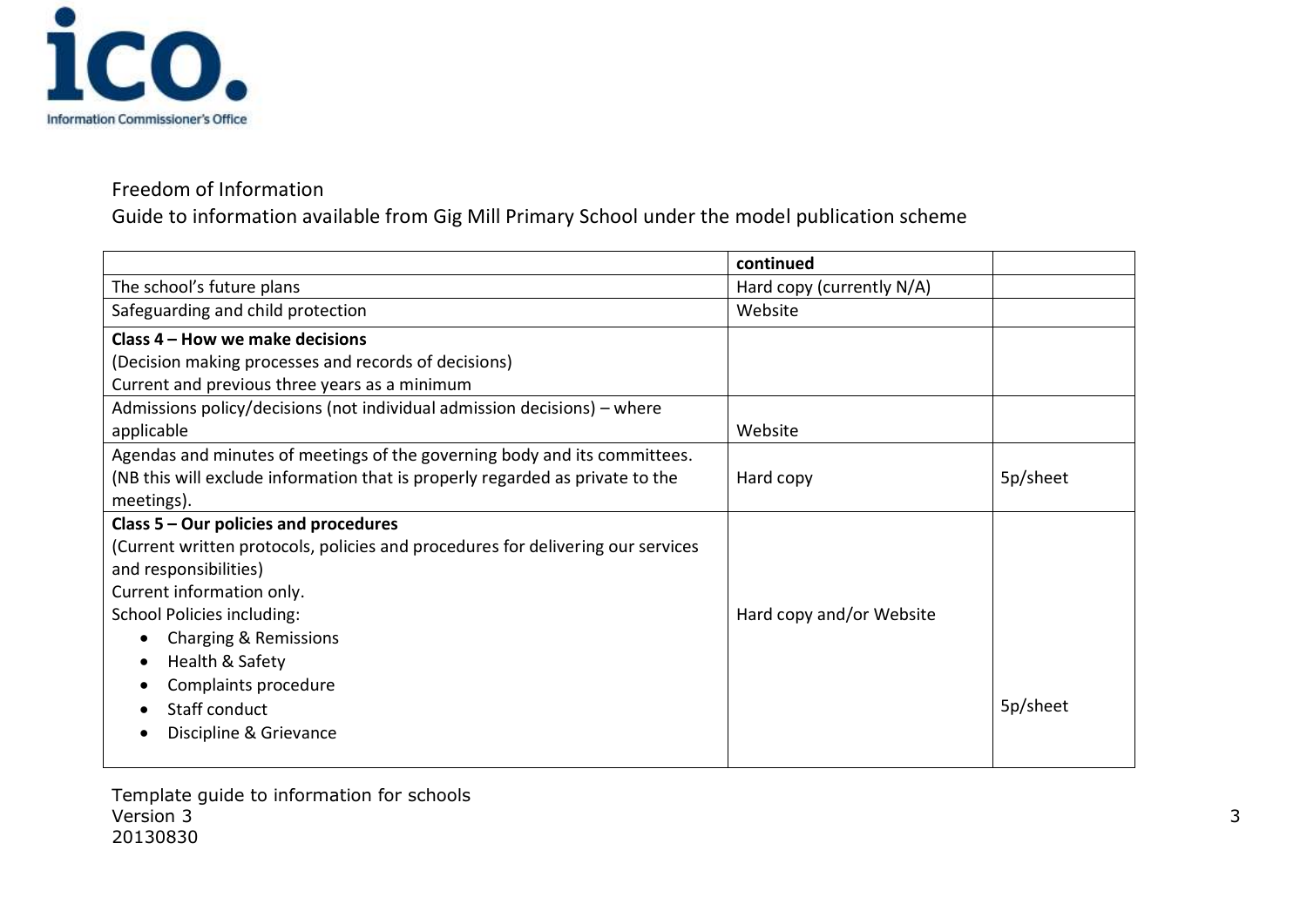Freedom of Information

Guide to information available from Gig Mill Primary School under the model publication scheme

| | **continued** | |
|---|---|---|
| The school's future plans | Hard copy (currently N/A) | |
| Safeguarding and child protection | Website | |
| **Class 4 – How we make decisions**<br>(Decision making processes and records of decisions)<br>Current and previous three years as a minimum | | |
| Admissions policy/decisions (not individual admission decisions) – where applicable | Website | |
| Agendas and minutes of meetings of the governing body and its committees. (NB this will exclude information that is properly regarded as private to the meetings). | Hard copy | 5p/sheet |
| **Class 5 – Our policies and procedures**<br>(Current written protocols, policies and procedures for delivering our services and responsibilities)<br>Current information only.<br>School Policies including:<br>• Charging & Remissions<br>• Health & Safety<br>• Complaints procedure<br>• Staff conduct<br>• Discipline & Grievance | Hard copy and/or Website | 5p/sheet |

Template guide to information for schools
Version 3
20130830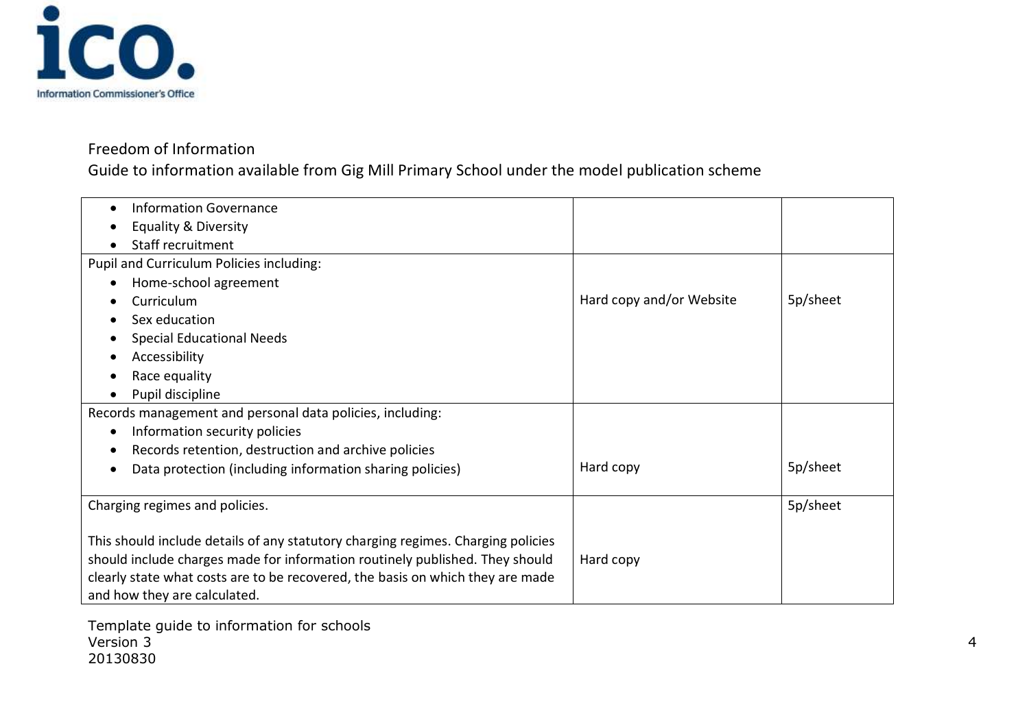Freedom of Information

Guide to information available from Gig Mill Primary School under the model publication scheme

| | | |
|---|---|---|
| • Information Governance<br>• Equality & Diversity<br>• Staff recruitment | | |
| Pupil and Curriculum Policies including:<br>• Home-school agreement<br>• Curriculum<br>• Sex education<br>• Special Educational Needs<br>• Accessibility<br>• Race equality<br>• Pupil discipline | Hard copy and/or Website | 5p/sheet |
| Records management and personal data policies, including:<br>• Information security policies<br>• Records retention, destruction and archive policies<br>• Data protection (including information sharing policies) | Hard copy | 5p/sheet |
| Charging regimes and policies.<br><br>This should include details of any statutory charging regimes. Charging policies should include charges made for information routinely published. They should clearly state what costs are to be recovered, the basis on which they are made and how they are calculated. | Hard copy | 5p/sheet |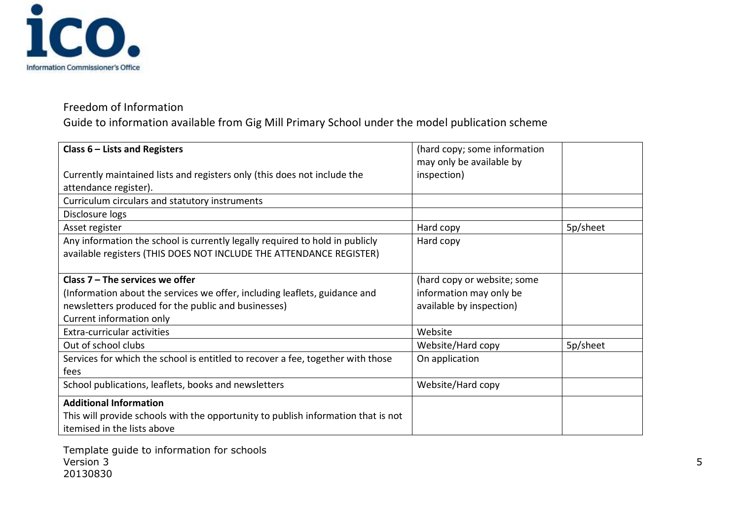Freedom of Information

Guide to information available from Gig Mill Primary School under the model publication scheme

| | | |
|---|---|---|
| **Class 6 – Lists and Registers**<br><br>Currently maintained lists and registers only (this does not include the attendance register). | (hard copy; some information may only be available by inspection) | |
| Curriculum circulars and statutory instruments | | |
| Disclosure logs | | |
| Asset register | Hard copy | 5p/sheet |
| Any information the school is currently legally required to hold in publicly available registers (THIS DOES NOT INCLUDE THE ATTENDANCE REGISTER) | Hard copy | |
| **Class 7 – The services we offer**<br>(Information about the services we offer, including leaflets, guidance and newsletters produced for the public and businesses)<br>Current information only | (hard copy or website; some information may only be available by inspection) | |
| Extra-curricular activities | Website | |
| Out of school clubs | Website/Hard copy | 5p/sheet |
| Services for which the school is entitled to recover a fee, together with those fees | On application | |
| School publications, leaflets, books and newsletters | Website/Hard copy | |
| **Additional Information**<br>This will provide schools with the opportunity to publish information that is not itemised in the lists above | | |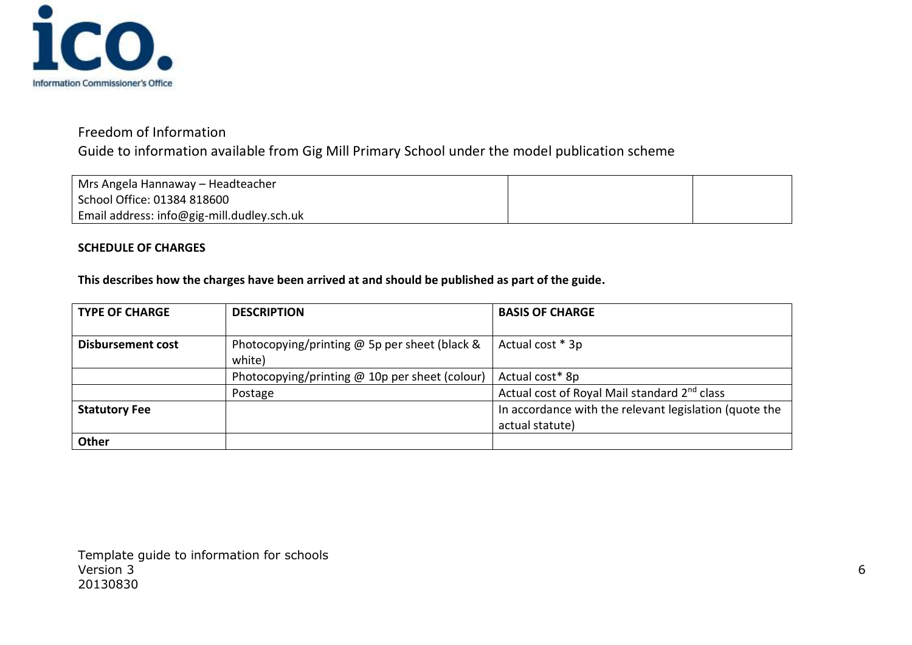Freedom of Information

Guide to information available from Gig Mill Primary School under the model publication scheme

| | | |
|---|---|---|
| Mrs Angela Hannaway – Headteacher<br>School Office: 01384 818600<br>Email address: info@gig-mill.dudley.sch.uk | | |

**SCHEDULE OF CHARGES**

**This describes how the charges have been arrived at and should be published as part of the guide.**

| **TYPE OF CHARGE** | **DESCRIPTION** | **BASIS OF CHARGE** |
|---|---|---|
| **Disbursement cost** | Photocopying/printing @ 5p per sheet (black & white) | Actual cost * 3p |
| | Photocopying/printing @ 10p per sheet (colour) | Actual cost* 8p |
| | Postage | Actual cost of Royal Mail standard 2nd class |
| **Statutory Fee** | | In accordance with the relevant legislation (quote the actual statute) |
| **Other** | | |

Template guide to information for schools
Version 3
20130830